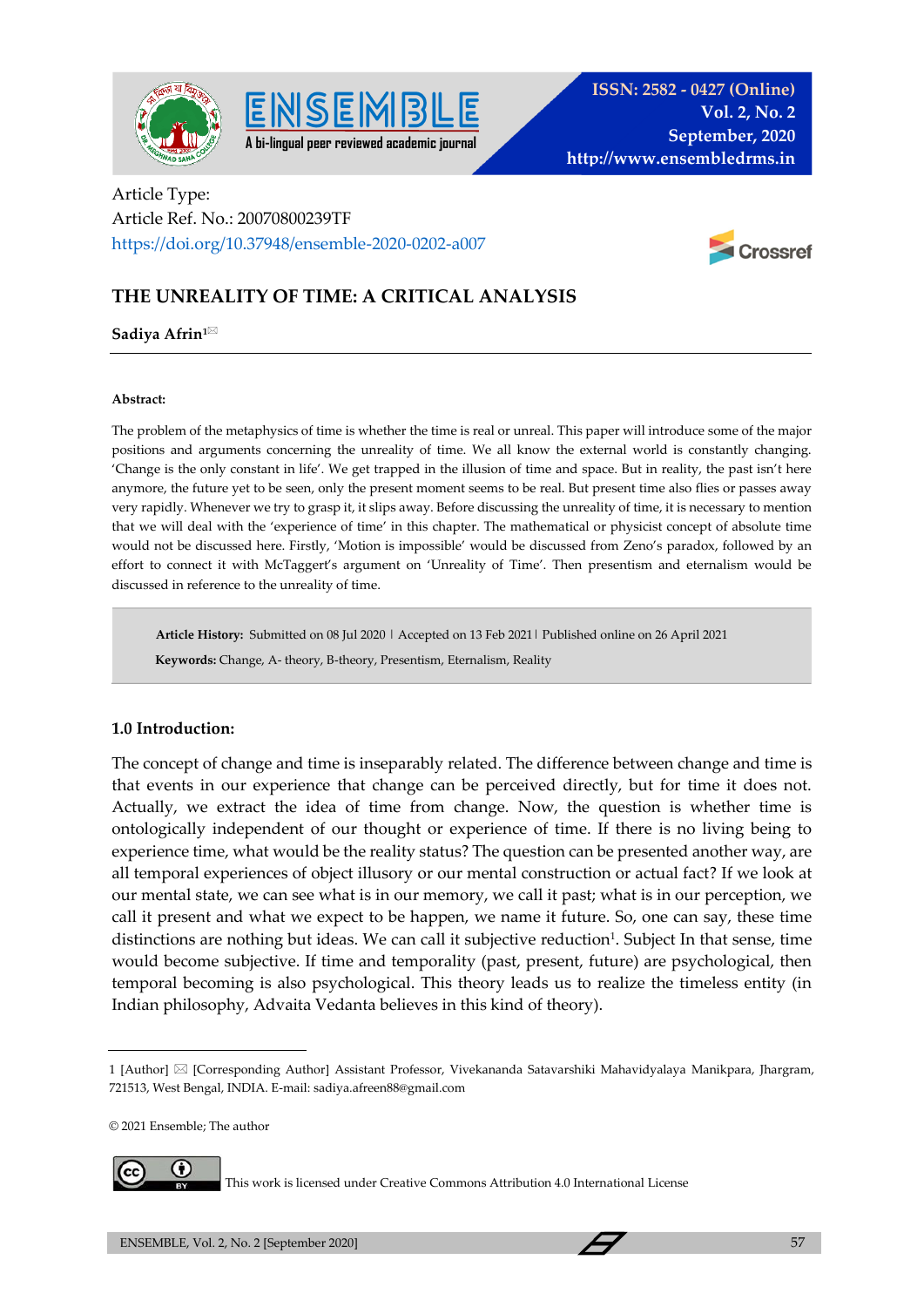Article Type:
Article Ref. No.: 20070800239TF
https://doi.org/10.37948/ensemble-2020-0202-a007

# THE UNREALITY OF TIME: A CRITICAL ANALYSIS

**Sadiya Afrin**[1]

---

**Abstract:**

The problem of the metaphysics of time is whether the time is real or unreal. This paper will introduce some of the major positions and arguments concerning the unreality of time. We all know the external world is constantly changing. 'Change is the only constant in life'. We get trapped in the illusion of time and space. But in reality, the past isn't here anymore, the future yet to be seen, only the present moment seems to be real. But present time also flies or passes away very rapidly. Whenever we try to grasp it, it slips away. Before discussing the unreality of time, it is necessary to mention that we will deal with the 'experience of time' in this chapter. The mathematical or physicist concept of absolute time would not be discussed here. Firstly, 'Motion is impossible' would be discussed from Zeno's paradox, followed by an effort to connect it with McTaggert's argument on 'Unreality of Time'. Then presentism and eternalism would be discussed in reference to the unreality of time.

**Article History:** Submitted on 08 Jul 2020 | Accepted on 13 Feb 2021 | Published online on 26 April 2021

**Keywords:** Change, A- theory, B-theory, Presentism, Eternalism, Reality

## 1.0 Introduction:

The concept of change and time is inseparably related. The difference between change and time is that events in our experience that change can be perceived directly, but for time it does not. Actually, we extract the idea of time from change. Now, the question is whether time is ontologically independent of our thought or experience of time. If there is no living being to experience time, what would be the reality status? The question can be presented another way, are all temporal experiences of object illusory or our mental construction or actual fact? If we look at our mental state, we can see what is in our memory, we call it past; what is in our perception, we call it present and what we expect to be happen, we name it future. So, one can say, these time distinctions are nothing but ideas. We can call it subjective reduction[1]. Subject In that sense, time would become subjective. If time and temporality (past, present, future) are psychological, then temporal becoming is also psychological. This theory leads us to realize the timeless entity (in Indian philosophy, Advaita Vedanta believes in this kind of theory).

---

1 [Author] [Corresponding Author] Assistant Professor, Vivekananda Satavarshiki Mahavidyalaya Manikpara, Jhargram, 721513, West Bengal, INDIA. E-mail: sadiya.afreen88@gmail.com

© 2021 Ensemble; The author

This work is licensed under Creative Commons Attribution 4.0 International License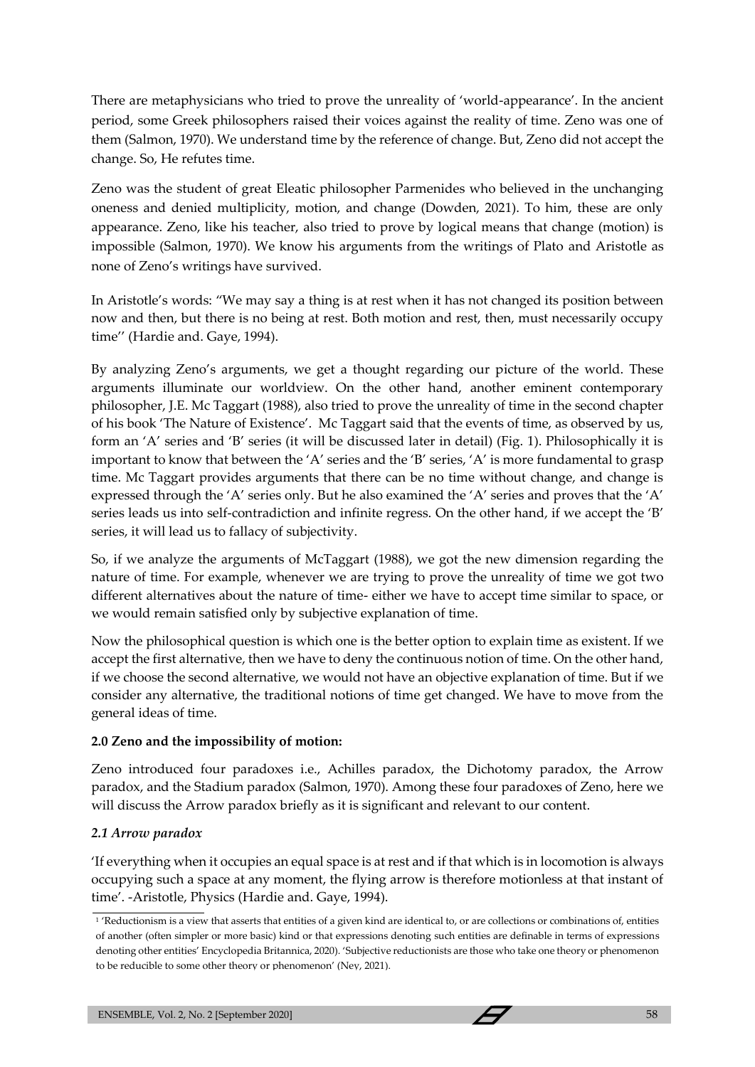There are metaphysicians who tried to prove the unreality of 'world-appearance'. In the ancient period, some Greek philosophers raised their voices against the reality of time. Zeno was one of them (Salmon, 1970). We understand time by the reference of change. But, Zeno did not accept the change. So, He refutes time.

Zeno was the student of great Eleatic philosopher Parmenides who believed in the unchanging oneness and denied multiplicity, motion, and change (Dowden, 2021). To him, these are only appearance. Zeno, like his teacher, also tried to prove by logical means that change (motion) is impossible (Salmon, 1970). We know his arguments from the writings of Plato and Aristotle as none of Zeno's writings have survived.

In Aristotle's words: "We may say a thing is at rest when it has not changed its position between now and then, but there is no being at rest. Both motion and rest, then, must necessarily occupy time'' (Hardie and. Gaye, 1994).

By analyzing Zeno's arguments, we get a thought regarding our picture of the world. These arguments illuminate our worldview. On the other hand, another eminent contemporary philosopher, J.E. Mc Taggart (1988), also tried to prove the unreality of time in the second chapter of his book 'The Nature of Existence'. Mc Taggart said that the events of time, as observed by us, form an 'A' series and 'B' series (it will be discussed later in detail) (Fig. 1). Philosophically it is important to know that between the 'A' series and the 'B' series, 'A' is more fundamental to grasp time. Mc Taggart provides arguments that there can be no time without change, and change is expressed through the 'A' series only. But he also examined the 'A' series and proves that the 'A' series leads us into self-contradiction and infinite regress. On the other hand, if we accept the 'B' series, it will lead us to fallacy of subjectivity.

So, if we analyze the arguments of McTaggart (1988), we got the new dimension regarding the nature of time. For example, whenever we are trying to prove the unreality of time we got two different alternatives about the nature of time- either we have to accept time similar to space, or we would remain satisfied only by subjective explanation of time.

Now the philosophical question is which one is the better option to explain time as existent. If we accept the first alternative, then we have to deny the continuous notion of time. On the other hand, if we choose the second alternative, we would not have an objective explanation of time. But if we consider any alternative, the traditional notions of time get changed. We have to move from the general ideas of time.

**2.0 Zeno and the impossibility of motion:**

Zeno introduced four paradoxes i.e., Achilles paradox, the Dichotomy paradox, the Arrow paradox, and the Stadium paradox (Salmon, 1970). Among these four paradoxes of Zeno, here we will discuss the Arrow paradox briefly as it is significant and relevant to our content.

***2.1 Arrow paradox***

'If everything when it occupies an equal space is at rest and if that which is in locomotion is always occupying such a space at any moment, the flying arrow is therefore motionless at that instant of time'. -Aristotle, Physics (Hardie and. Gaye, 1994).

---

[1] 'Reductionism is a view that asserts that entities of a given kind are identical to, or are collections or combinations of, entities of another (often simpler or more basic) kind or that expressions denoting such entities are definable in terms of expressions denoting other entities' Encyclopedia Britannica, 2020). 'Subjective reductionists are those who take one theory or phenomenon to be reducible to some other theory or phenomenon' (Ney, 2021).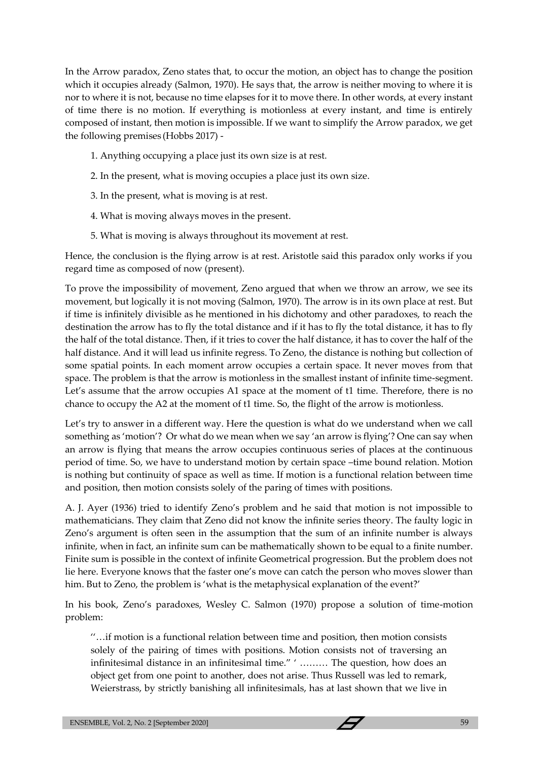In the Arrow paradox, Zeno states that, to occur the motion, an object has to change the position which it occupies already (Salmon, 1970). He says that, the arrow is neither moving to where it is nor to where it is not, because no time elapses for it to move there. In other words, at every instant of time there is no motion. If everything is motionless at every instant, and time is entirely composed of instant, then motion is impossible. If we want to simplify the Arrow paradox, we get the following premises (Hobbs 2017) -

1. Anything occupying a place just its own size is at rest.
2. In the present, what is moving occupies a place just its own size.
3. In the present, what is moving is at rest.
4. What is moving always moves in the present.
5. What is moving is always throughout its movement at rest.

Hence, the conclusion is the flying arrow is at rest. Aristotle said this paradox only works if you regard time as composed of now (present).

To prove the impossibility of movement, Zeno argued that when we throw an arrow, we see its movement, but logically it is not moving (Salmon, 1970). The arrow is in its own place at rest. But if time is infinitely divisible as he mentioned in his dichotomy and other paradoxes, to reach the destination the arrow has to fly the total distance and if it has to fly the total distance, it has to fly the half of the total distance. Then, if it tries to cover the half distance, it has to cover the half of the half distance. And it will lead us infinite regress. To Zeno, the distance is nothing but collection of some spatial points. In each moment arrow occupies a certain space. It never moves from that space. The problem is that the arrow is motionless in the smallest instant of infinite time-segment. Let's assume that the arrow occupies A1 space at the moment of t1 time. Therefore, there is no chance to occupy the A2 at the moment of t1 time. So, the flight of the arrow is motionless.

Let's try to answer in a different way. Here the question is what do we understand when we call something as 'motion'? Or what do we mean when we say 'an arrow is flying'? One can say when an arrow is flying that means the arrow occupies continuous series of places at the continuous period of time. So, we have to understand motion by certain space –time bound relation. Motion is nothing but continuity of space as well as time. If motion is a functional relation between time and position, then motion consists solely of the paring of times with positions.

A. J. Ayer (1936) tried to identify Zeno's problem and he said that motion is not impossible to mathematicians. They claim that Zeno did not know the infinite series theory. The faulty logic in Zeno's argument is often seen in the assumption that the sum of an infinite number is always infinite, when in fact, an infinite sum can be mathematically shown to be equal to a finite number. Finite sum is possible in the context of infinite Geometrical progression. But the problem does not lie here. Everyone knows that the faster one's move can catch the person who moves slower than him. But to Zeno, the problem is 'what is the metaphysical explanation of the event?'

In his book, Zeno's paradoxes, Wesley C. Salmon (1970) propose a solution of time-motion problem:

> ''…if motion is a functional relation between time and position, then motion consists solely of the pairing of times with positions. Motion consists not of traversing an infinitesimal distance in an infinitesimal time.'' ' ……… The question, how does an object get from one point to another, does not arise. Thus Russell was led to remark, Weierstrass, by strictly banishing all infinitesimals, has at last shown that we live in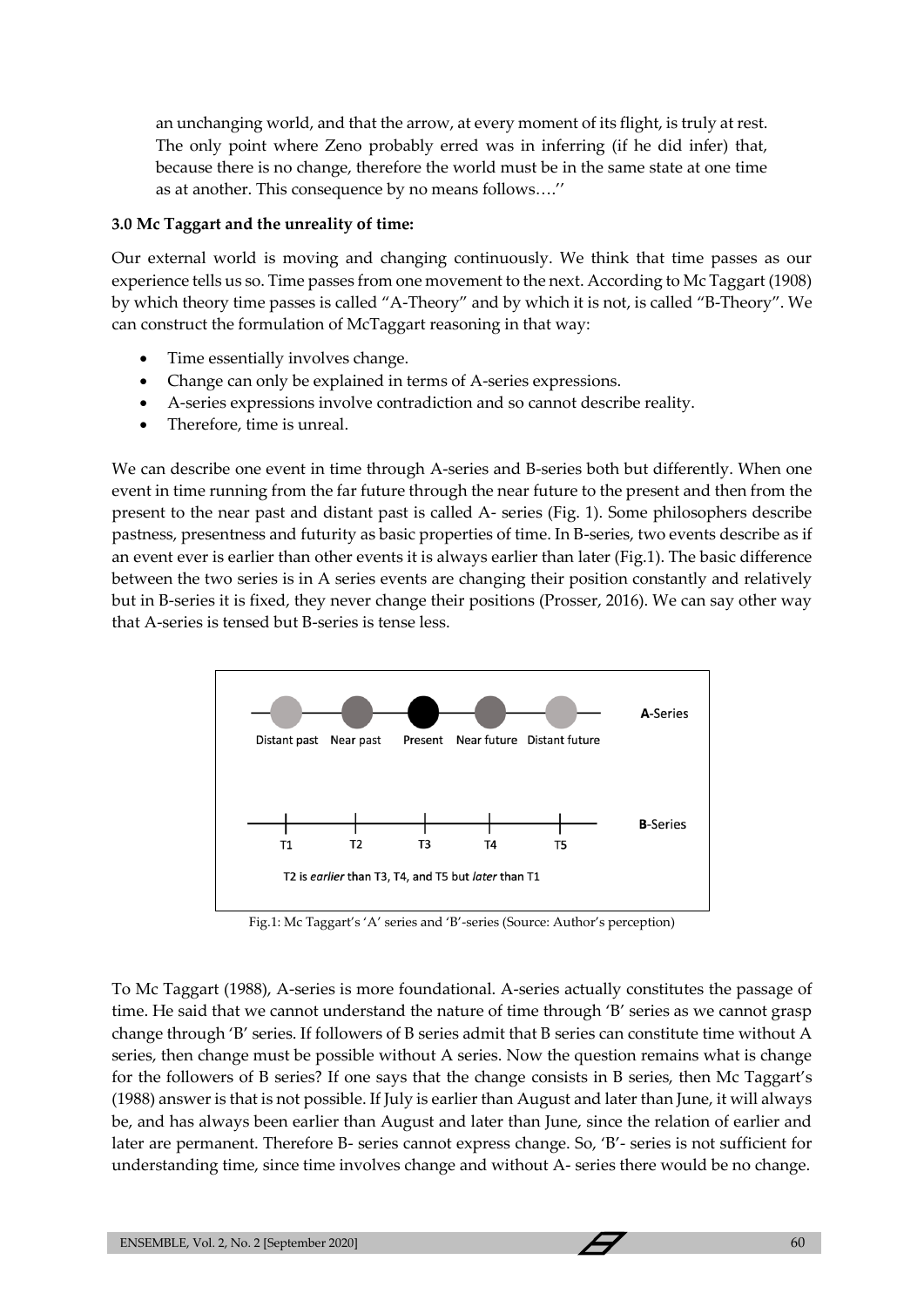an unchanging world, and that the arrow, at every moment of its flight, is truly at rest. The only point where Zeno probably erred was in inferring (if he did infer) that, because there is no change, therefore the world must be in the same state at one time as at another. This consequence by no means follows….''

**3.0 Mc Taggart and the unreality of time:**

Our external world is moving and changing continuously. We think that time passes as our experience tells us so. Time passes from one movement to the next. According to Mc Taggart (1908) by which theory time passes is called "A-Theory" and by which it is not, is called "B-Theory". We can construct the formulation of McTaggart reasoning in that way:

- Time essentially involves change.
- Change can only be explained in terms of A-series expressions.
- A-series expressions involve contradiction and so cannot describe reality.
- Therefore, time is unreal.

We can describe one event in time through A-series and B-series both but differently. When one event in time running from the far future through the near future to the present and then from the present to the near past and distant past is called A- series (Fig. 1). Some philosophers describe pastness, presentness and futurity as basic properties of time. In B-series, two events describe as if an event ever is earlier than other events it is always earlier than later (Fig.1). The basic difference between the two series is in A series events are changing their position constantly and relatively but in B-series it is fixed, they never change their positions (Prosser, 2016). We can say other way that A-series is tensed but B-series is tense less.

A-Series: Distant past, Near past, Present, Near future, Distant future

B-Series: T1, T2, T3, T4, T5

T2 is *earlier* than T3, T4, and T5 but *later* than T1

Fig.1: Mc Taggart's 'A' series and 'B'-series (Source: Author's perception)

To Mc Taggart (1988), A-series is more foundational. A-series actually constitutes the passage of time. He said that we cannot understand the nature of time through 'B' series as we cannot grasp change through 'B' series. If followers of B series admit that B series can constitute time without A series, then change must be possible without A series. Now the question remains what is change for the followers of B series? If one says that the change consists in B series, then Mc Taggart's (1988) answer is that is not possible. If July is earlier than August and later than June, it will always be, and has always been earlier than August and later than June, since the relation of earlier and later are permanent. Therefore B- series cannot express change. So, 'B'- series is not sufficient for understanding time, since time involves change and without A- series there would be no change.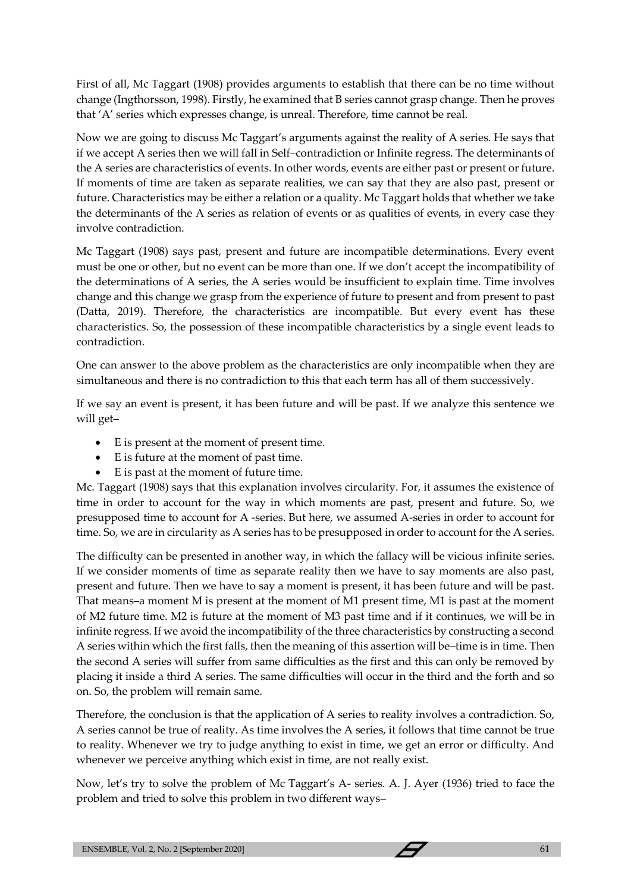First of all, Mc Taggart (1908) provides arguments to establish that there can be no time without change (Ingthorsson, 1998). Firstly, he examined that B series cannot grasp change. Then he proves that 'A' series which expresses change, is unreal. Therefore, time cannot be real.

Now we are going to discuss Mc Taggart's arguments against the reality of A series. He says that if we accept A series then we will fall in Self–contradiction or Infinite regress. The determinants of the A series are characteristics of events. In other words, events are either past or present or future. If moments of time are taken as separate realities, we can say that they are also past, present or future. Characteristics may be either a relation or a quality. Mc Taggart holds that whether we take the determinants of the A series as relation of events or as qualities of events, in every case they involve contradiction.

Mc Taggart (1908) says past, present and future are incompatible determinations. Every event must be one or other, but no event can be more than one. If we don't accept the incompatibility of the determinations of A series, the A series would be insufficient to explain time. Time involves change and this change we grasp from the experience of future to present and from present to past (Datta, 2019). Therefore, the characteristics are incompatible. But every event has these characteristics. So, the possession of these incompatible characteristics by a single event leads to contradiction.

One can answer to the above problem as the characteristics are only incompatible when they are simultaneous and there is no contradiction to this that each term has all of them successively.

If we say an event is present, it has been future and will be past. If we analyze this sentence we will get–

- E is present at the moment of present time.
- E is future at the moment of past time.
- E is past at the moment of future time.

Mc. Taggart (1908) says that this explanation involves circularity. For, it assumes the existence of time in order to account for the way in which moments are past, present and future. So, we presupposed time to account for A -series. But here, we assumed A-series in order to account for time. So, we are in circularity as A series has to be presupposed in order to account for the A series.

The difficulty can be presented in another way, in which the fallacy will be vicious infinite series. If we consider moments of time as separate reality then we have to say moments are also past, present and future. Then we have to say a moment is present, it has been future and will be past. That means–a moment M is present at the moment of M1 present time, M1 is past at the moment of M2 future time. M2 is future at the moment of M3 past time and if it continues, we will be in infinite regress. If we avoid the incompatibility of the three characteristics by constructing a second A series within which the first falls, then the meaning of this assertion will be–time is in time. Then the second A series will suffer from same difficulties as the first and this can only be removed by placing it inside a third A series. The same difficulties will occur in the third and the forth and so on. So, the problem will remain same.

Therefore, the conclusion is that the application of A series to reality involves a contradiction. So, A series cannot be true of reality. As time involves the A series, it follows that time cannot be true to reality. Whenever we try to judge anything to exist in time, we get an error or difficulty. And whenever we perceive anything which exist in time, are not really exist.

Now, let's try to solve the problem of Mc Taggart's A- series. A. J. Ayer (1936) tried to face the problem and tried to solve this problem in two different ways–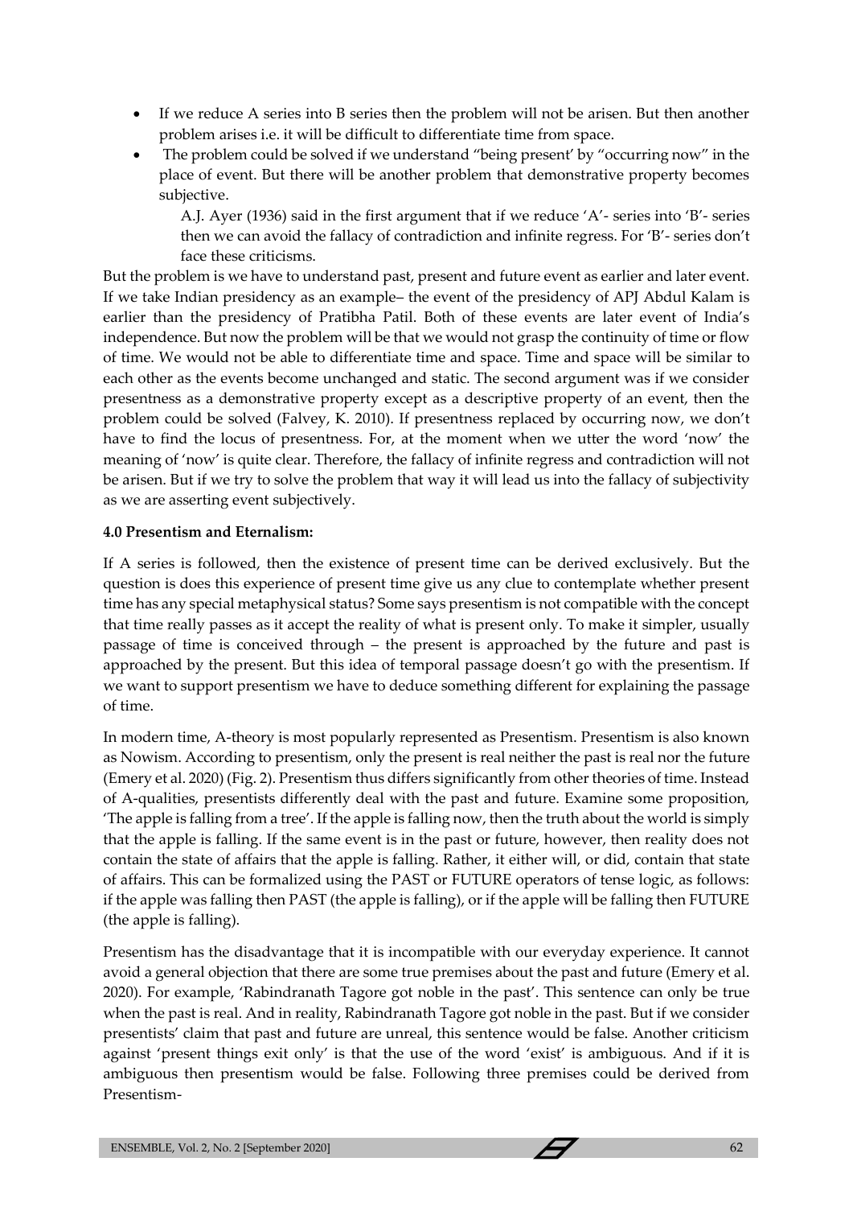- If we reduce A series into B series then the problem will not be arisen. But then another problem arises i.e. it will be difficult to differentiate time from space.
- The problem could be solved if we understand "being present' by "occurring now" in the place of event. But there will be another problem that demonstrative property becomes subjective.

  A.J. Ayer (1936) said in the first argument that if we reduce 'A'- series into 'B'- series then we can avoid the fallacy of contradiction and infinite regress. For 'B'- series don't face these criticisms.

But the problem is we have to understand past, present and future event as earlier and later event. If we take Indian presidency as an example– the event of the presidency of APJ Abdul Kalam is earlier than the presidency of Pratibha Patil. Both of these events are later event of India's independence. But now the problem will be that we would not grasp the continuity of time or flow of time. We would not be able to differentiate time and space. Time and space will be similar to each other as the events become unchanged and static. The second argument was if we consider presentness as a demonstrative property except as a descriptive property of an event, then the problem could be solved (Falvey, K. 2010). If presentness replaced by occurring now, we don't have to find the locus of presentness. For, at the moment when we utter the word 'now' the meaning of 'now' is quite clear. Therefore, the fallacy of infinite regress and contradiction will not be arisen. But if we try to solve the problem that way it will lead us into the fallacy of subjectivity as we are asserting event subjectively.

**4.0 Presentism and Eternalism:**

If A series is followed, then the existence of present time can be derived exclusively. But the question is does this experience of present time give us any clue to contemplate whether present time has any special metaphysical status? Some says presentism is not compatible with the concept that time really passes as it accept the reality of what is present only. To make it simpler, usually passage of time is conceived through – the present is approached by the future and past is approached by the present. But this idea of temporal passage doesn't go with the presentism. If we want to support presentism we have to deduce something different for explaining the passage of time.

In modern time, A-theory is most popularly represented as Presentism. Presentism is also known as Nowism. According to presentism, only the present is real neither the past is real nor the future (Emery et al. 2020) (Fig. 2). Presentism thus differs significantly from other theories of time. Instead of A-qualities, presentists differently deal with the past and future. Examine some proposition, 'The apple is falling from a tree'. If the apple is falling now, then the truth about the world is simply that the apple is falling. If the same event is in the past or future, however, then reality does not contain the state of affairs that the apple is falling. Rather, it either will, or did, contain that state of affairs. This can be formalized using the PAST or FUTURE operators of tense logic, as follows: if the apple was falling then PAST (the apple is falling), or if the apple will be falling then FUTURE (the apple is falling).

Presentism has the disadvantage that it is incompatible with our everyday experience. It cannot avoid a general objection that there are some true premises about the past and future (Emery et al. 2020). For example, 'Rabindranath Tagore got noble in the past'. This sentence can only be true when the past is real. And in reality, Rabindranath Tagore got noble in the past. But if we consider presentists' claim that past and future are unreal, this sentence would be false. Another criticism against 'present things exit only' is that the use of the word 'exist' is ambiguous. And if it is ambiguous then presentism would be false. Following three premises could be derived from Presentism-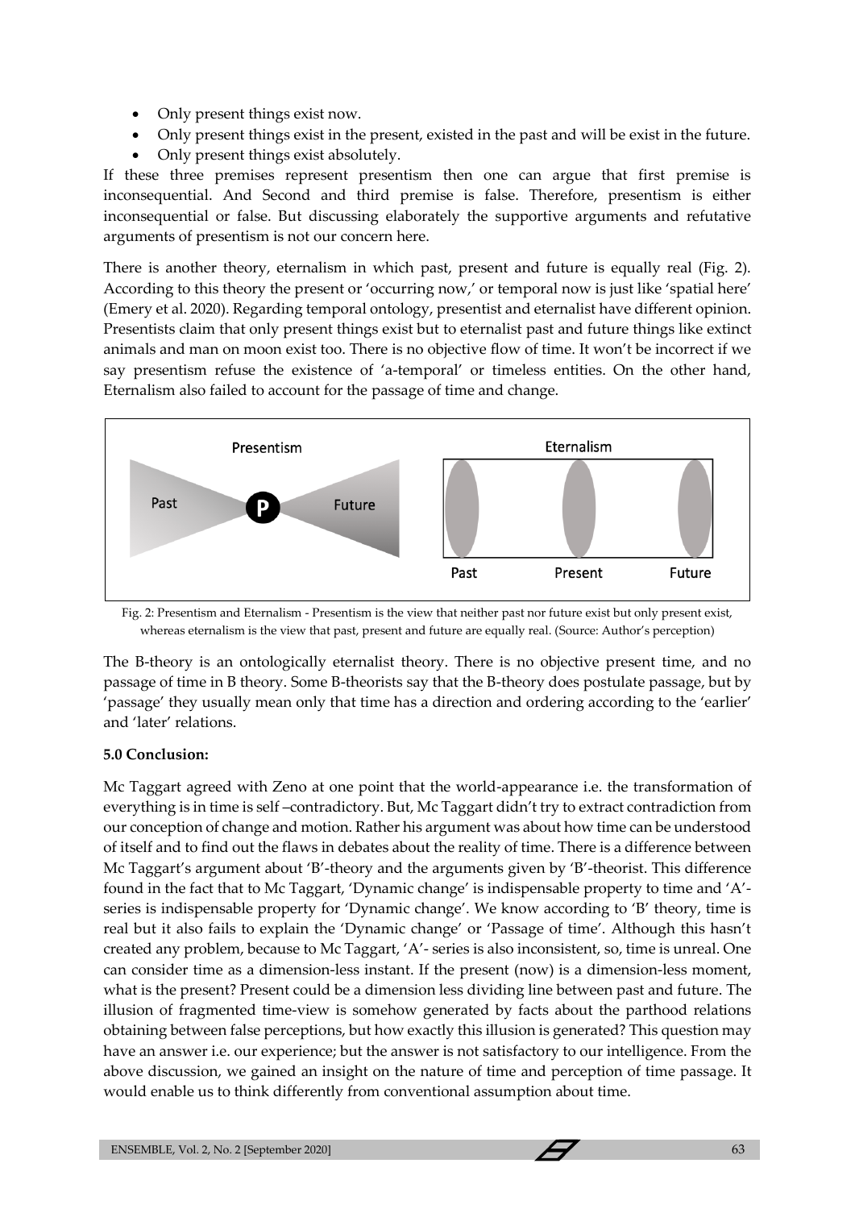- Only present things exist now.
- Only present things exist in the present, existed in the past and will be exist in the future.
- Only present things exist absolutely.

If these three premises represent presentism then one can argue that first premise is inconsequential. And Second and third premise is false. Therefore, presentism is either inconsequential or false. But discussing elaborately the supportive arguments and refutative arguments of presentism is not our concern here.

There is another theory, eternalism in which past, present and future is equally real (Fig. 2). According to this theory the present or 'occurring now,' or temporal now is just like 'spatial here' (Emery et al. 2020). Regarding temporal ontology, presentist and eternalist have different opinion. Presentists claim that only present things exist but to eternalist past and future things like extinct animals and man on moon exist too. There is no objective flow of time. It won't be incorrect if we say presentism refuse the existence of 'a-temporal' or timeless entities. On the other hand, Eternalism also failed to account for the passage of time and change.

Fig. 2: Presentism and Eternalism - Presentism is the view that neither past nor future exist but only present exist, whereas eternalism is the view that past, present and future are equally real. (Source: Author's perception)

The B-theory is an ontologically eternalist theory. There is no objective present time, and no passage of time in B theory. Some B-theorists say that the B-theory does postulate passage, but by 'passage' they usually mean only that time has a direction and ordering according to the 'earlier' and 'later' relations.

**5.0 Conclusion:**

Mc Taggart agreed with Zeno at one point that the world-appearance i.e. the transformation of everything is in time is self –contradictory. But, Mc Taggart didn't try to extract contradiction from our conception of change and motion. Rather his argument was about how time can be understood of itself and to find out the flaws in debates about the reality of time. There is a difference between Mc Taggart's argument about 'B'-theory and the arguments given by 'B'-theorist. This difference found in the fact that to Mc Taggart, 'Dynamic change' is indispensable property to time and 'A'-series is indispensable property for 'Dynamic change'. We know according to 'B' theory, time is real but it also fails to explain the 'Dynamic change' or 'Passage of time'. Although this hasn't created any problem, because to Mc Taggart, 'A'- series is also inconsistent, so, time is unreal. One can consider time as a dimension-less instant. If the present (now) is a dimension-less moment, what is the present? Present could be a dimension less dividing line between past and future. The illusion of fragmented time-view is somehow generated by facts about the parthood relations obtaining between false perceptions, but how exactly this illusion is generated? This question may have an answer i.e. our experience; but the answer is not satisfactory to our intelligence. From the above discussion, we gained an insight on the nature of time and perception of time passage. It would enable us to think differently from conventional assumption about time.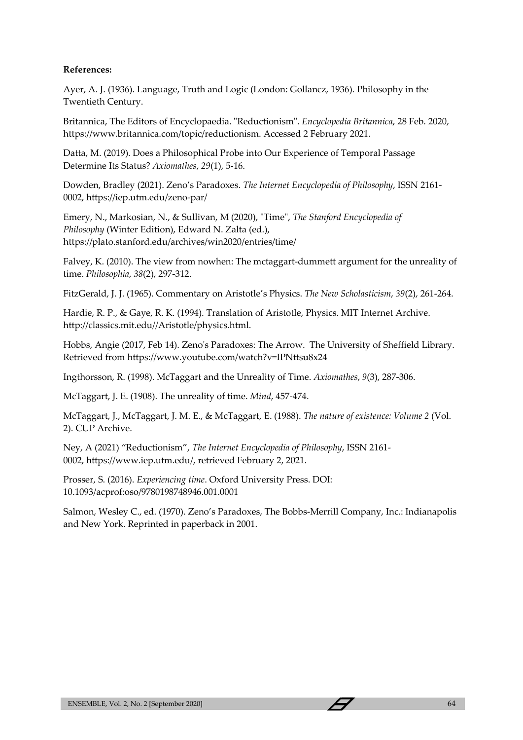**References:**

Ayer, A. J. (1936). Language, Truth and Logic (London: Gollancz, 1936). Philosophy in the Twentieth Century.

Britannica, The Editors of Encyclopaedia. "Reductionism". *Encyclopedia Britannica*, 28 Feb. 2020, https://www.britannica.com/topic/reductionism. Accessed 2 February 2021.

Datta, M. (2019). Does a Philosophical Probe into Our Experience of Temporal Passage Determine Its Status? *Axiomathes*, *29*(1), 5-16.

Dowden, Bradley (2021). Zeno's Paradoxes. *The Internet Encyclopedia of Philosophy*, ISSN 2161-0002, https://iep.utm.edu/zeno-par/

Emery, N., Markosian, N., & Sullivan, M (2020), "Time", *The Stanford Encyclopedia of Philosophy* (Winter Edition), Edward N. Zalta (ed.), https://plato.stanford.edu/archives/win2020/entries/time/

Falvey, K. (2010). The view from nowhen: The mctaggart-dummett argument for the unreality of time. *Philosophia*, *38*(2), 297-312.

FitzGerald, J. J. (1965). Commentary on Aristotle's Physics. *The New Scholasticism*, *39*(2), 261-264.

Hardie, R. P., & Gaye, R. K. (1994). Translation of Aristotle, Physics. MIT Internet Archive. http://classics.mit.edu//Aristotle/physics.html.

Hobbs, Angie (2017, Feb 14). Zeno's Paradoxes: The Arrow. The University of Sheffield Library. Retrieved from https://www.youtube.com/watch?v=IPNttsu8x24

Ingthorsson, R. (1998). McTaggart and the Unreality of Time. *Axiomathes*, *9*(3), 287-306.

McTaggart, J. E. (1908). The unreality of time. *Mind*, 457-474.

McTaggart, J., McTaggart, J. M. E., & McTaggart, E. (1988). *The nature of existence: Volume 2* (Vol. 2). CUP Archive.

Ney, A (2021) "Reductionism", *The Internet Encyclopedia of Philosophy*, ISSN 2161-0002, https://www.iep.utm.edu/, retrieved February 2, 2021.

Prosser, S. (2016). *Experiencing time*. Oxford University Press. DOI: 10.1093/acprof:oso/9780198748946.001.0001

Salmon, Wesley C., ed. (1970). Zeno's Paradoxes, The Bobbs-Merrill Company, Inc.: Indianapolis and New York. Reprinted in paperback in 2001.